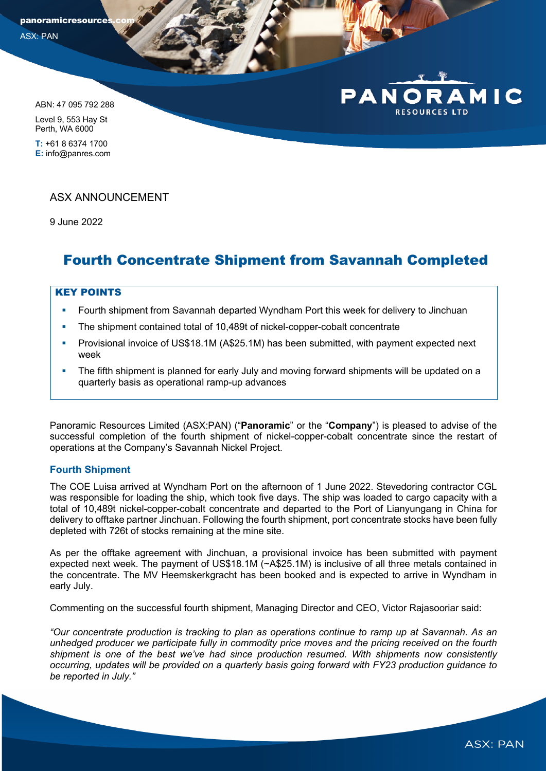panoramicresources.com

ASX: PAN

ABN: 47 095 792 288

Level 9, 553 Hay St
Perth, WA 6000

**T:** +61 8 6374 1700
**E:** info@panres.com

ASX ANNOUNCEMENT

9 June 2022

# Fourth Concentrate Shipment from Savannah Completed

**KEY POINTS**

- Fourth shipment from Savannah departed Wyndham Port this week for delivery to Jinchuan
- The shipment contained total of 10,489t of nickel-copper-cobalt concentrate
- Provisional invoice of US$18.1M (A$25.1M) has been submitted, with payment expected next week
- The fifth shipment is planned for early July and moving forward shipments will be updated on a quarterly basis as operational ramp-up advances

Panoramic Resources Limited (ASX:PAN) ("**Panoramic**" or the "**Company**") is pleased to advise of the successful completion of the fourth shipment of nickel-copper-cobalt concentrate since the restart of operations at the Company's Savannah Nickel Project.

## Fourth Shipment

The COE Luisa arrived at Wyndham Port on the afternoon of 1 June 2022. Stevedoring contractor CGL was responsible for loading the ship, which took five days. The ship was loaded to cargo capacity with a total of 10,489t nickel-copper-cobalt concentrate and departed to the Port of Lianyungang in China for delivery to offtake partner Jinchuan. Following the fourth shipment, port concentrate stocks have been fully depleted with 726t of stocks remaining at the mine site.

As per the offtake agreement with Jinchuan, a provisional invoice has been submitted with payment expected next week. The payment of US$18.1M (~A$25.1M) is inclusive of all three metals contained in the concentrate. The MV Heemskerkgracht has been booked and is expected to arrive in Wyndham in early July.

Commenting on the successful fourth shipment, Managing Director and CEO, Victor Rajasooriar said:

*"Our concentrate production is tracking to plan as operations continue to ramp up at Savannah. As an unhedged producer we participate fully in commodity price moves and the pricing received on the fourth shipment is one of the best we've had since production resumed. With shipments now consistently occurring, updates will be provided on a quarterly basis going forward with FY23 production guidance to be reported in July."*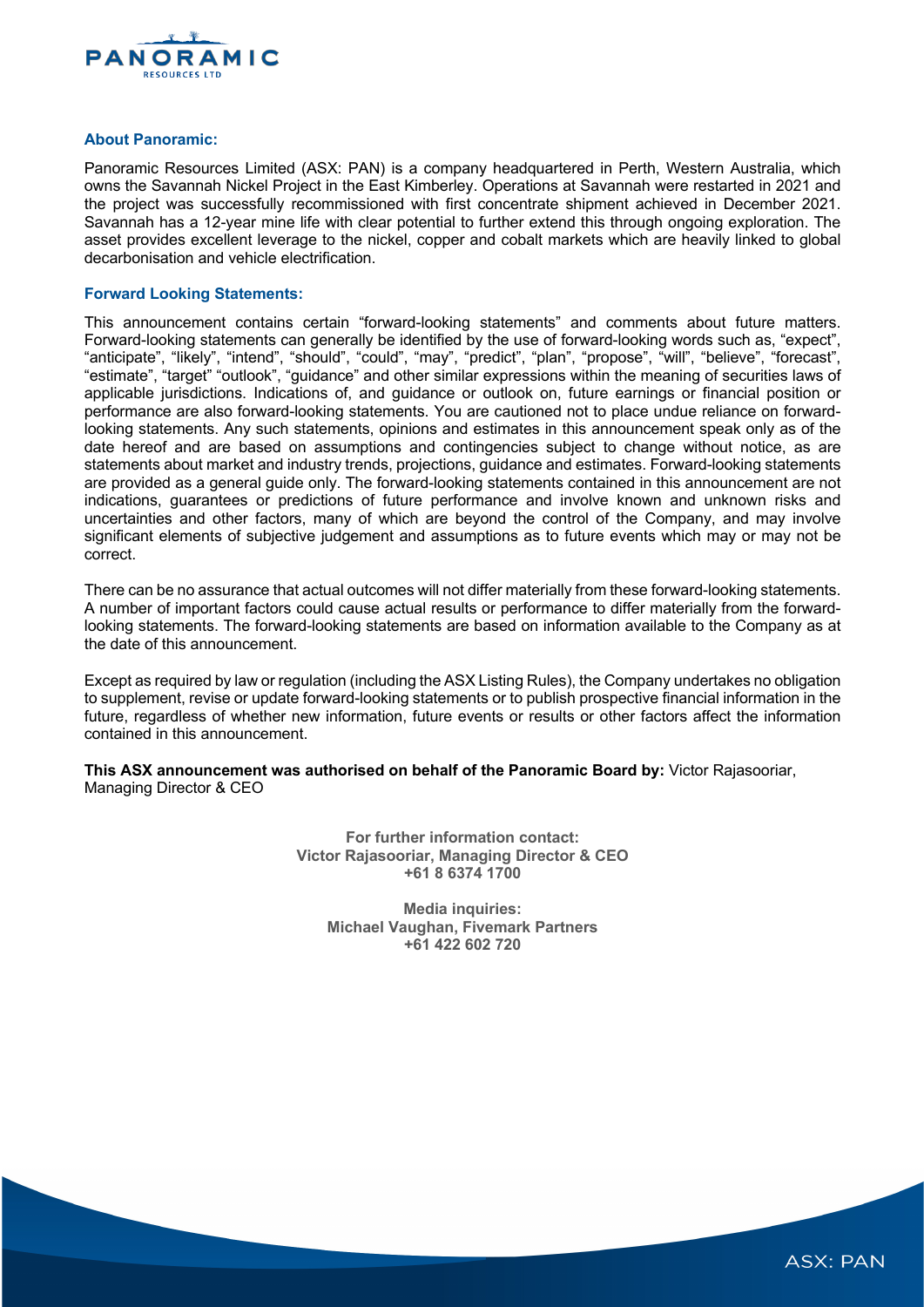### About Panoramic:

Panoramic Resources Limited (ASX: PAN) is a company headquartered in Perth, Western Australia, which owns the Savannah Nickel Project in the East Kimberley. Operations at Savannah were restarted in 2021 and the project was successfully recommissioned with first concentrate shipment achieved in December 2021. Savannah has a 12-year mine life with clear potential to further extend this through ongoing exploration. The asset provides excellent leverage to the nickel, copper and cobalt markets which are heavily linked to global decarbonisation and vehicle electrification.

### Forward Looking Statements:

This announcement contains certain "forward-looking statements" and comments about future matters. Forward-looking statements can generally be identified by the use of forward-looking words such as, "expect", "anticipate", "likely", "intend", "should", "could", "may", "predict", "plan", "propose", "will", "believe", "forecast", "estimate", "target" "outlook", "guidance" and other similar expressions within the meaning of securities laws of applicable jurisdictions. Indications of, and guidance or outlook on, future earnings or financial position or performance are also forward-looking statements. You are cautioned not to place undue reliance on forward-looking statements. Any such statements, opinions and estimates in this announcement speak only as of the date hereof and are based on assumptions and contingencies subject to change without notice, as are statements about market and industry trends, projections, guidance and estimates. Forward-looking statements are provided as a general guide only. The forward-looking statements contained in this announcement are not indications, guarantees or predictions of future performance and involve known and unknown risks and uncertainties and other factors, many of which are beyond the control of the Company, and may involve significant elements of subjective judgement and assumptions as to future events which may or may not be correct.

There can be no assurance that actual outcomes will not differ materially from these forward-looking statements. A number of important factors could cause actual results or performance to differ materially from the forward-looking statements. The forward-looking statements are based on information available to the Company as at the date of this announcement.

Except as required by law or regulation (including the ASX Listing Rules), the Company undertakes no obligation to supplement, revise or update forward-looking statements or to publish prospective financial information in the future, regardless of whether new information, future events or results or other factors affect the information contained in this announcement.

**This ASX announcement was authorised on behalf of the Panoramic Board by:** Victor Rajasooriar, Managing Director & CEO

**For further information contact:**
**Victor Rajasooriar, Managing Director & CEO**
**+61 8 6374 1700**

**Media inquiries:**
**Michael Vaughan, Fivemark Partners**
**+61 422 602 720**